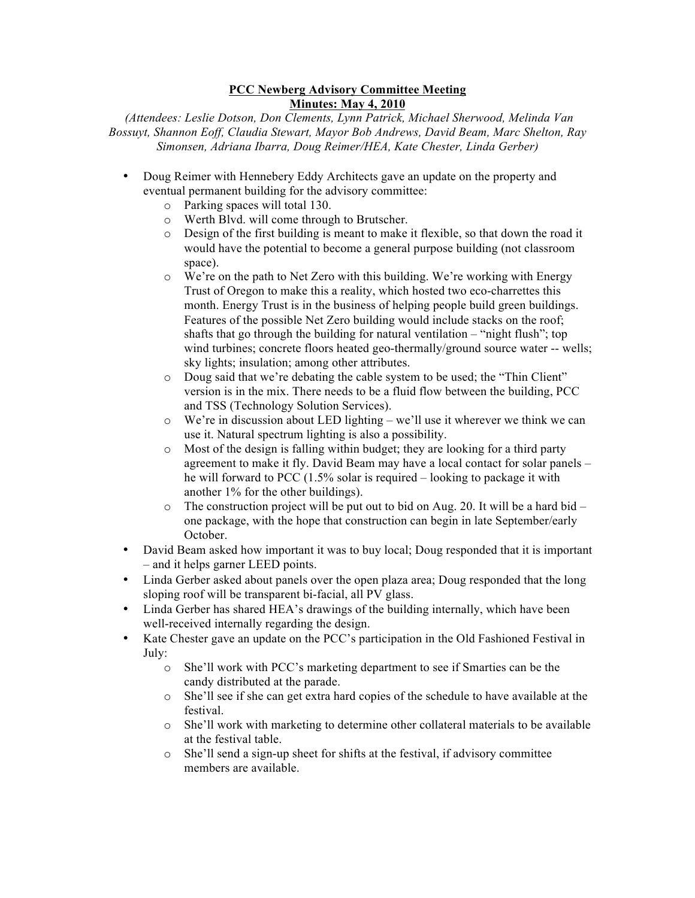**PCC Newberg Advisory Committee Meeting**
**Minutes: May 4, 2010**

*(Attendees: Leslie Dotson, Don Clements, Lynn Patrick, Michael Sherwood, Melinda Van Bossuyt, Shannon Eoff, Claudia Stewart, Mayor Bob Andrews, David Beam, Marc Shelton, Ray Simonsen, Adriana Ibarra, Doug Reimer/HEA, Kate Chester, Linda Gerber)*

- Doug Reimer with Hennebery Eddy Architects gave an update on the property and eventual permanent building for the advisory committee:
  - Parking spaces will total 130.
  - Werth Blvd. will come through to Brutscher.
  - Design of the first building is meant to make it flexible, so that down the road it would have the potential to become a general purpose building (not classroom space).
  - We're on the path to Net Zero with this building. We're working with Energy Trust of Oregon to make this a reality, which hosted two eco-charrettes this month. Energy Trust is in the business of helping people build green buildings. Features of the possible Net Zero building would include stacks on the roof; shafts that go through the building for natural ventilation – "night flush"; top wind turbines; concrete floors heated geo-thermally/ground source water -- wells; sky lights; insulation; among other attributes.
  - Doug said that we're debating the cable system to be used; the "Thin Client" version is in the mix. There needs to be a fluid flow between the building, PCC and TSS (Technology Solution Services).
  - We're in discussion about LED lighting – we'll use it wherever we think we can use it. Natural spectrum lighting is also a possibility.
  - Most of the design is falling within budget; they are looking for a third party agreement to make it fly. David Beam may have a local contact for solar panels – he will forward to PCC (1.5% solar is required – looking to package it with another 1% for the other buildings).
  - The construction project will be put out to bid on Aug. 20. It will be a hard bid – one package, with the hope that construction can begin in late September/early October.
- David Beam asked how important it was to buy local; Doug responded that it is important – and it helps garner LEED points.
- Linda Gerber asked about panels over the open plaza area; Doug responded that the long sloping roof will be transparent bi-facial, all PV glass.
- Linda Gerber has shared HEA's drawings of the building internally, which have been well-received internally regarding the design.
- Kate Chester gave an update on the PCC's participation in the Old Fashioned Festival in July:
  - She'll work with PCC's marketing department to see if Smarties can be the candy distributed at the parade.
  - She'll see if she can get extra hard copies of the schedule to have available at the festival.
  - She'll work with marketing to determine other collateral materials to be available at the festival table.
  - She'll send a sign-up sheet for shifts at the festival, if advisory committee members are available.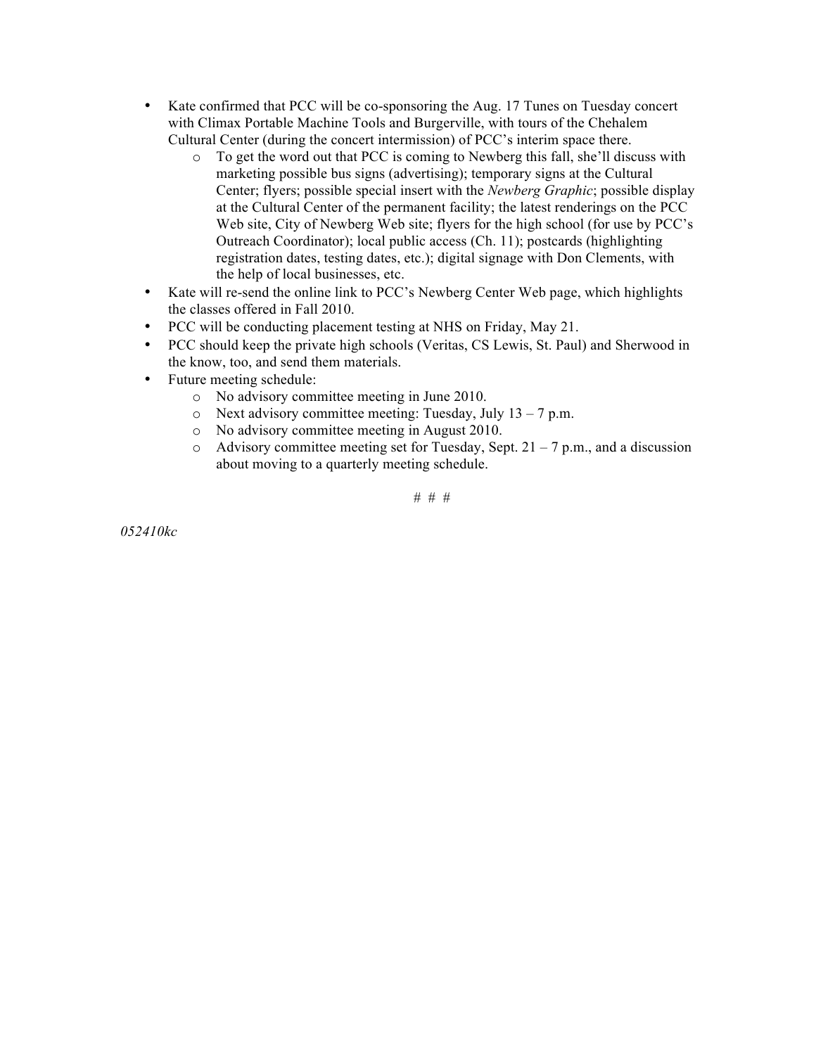- Kate confirmed that PCC will be co-sponsoring the Aug. 17 Tunes on Tuesday concert with Climax Portable Machine Tools and Burgerville, with tours of the Chehalem Cultural Center (during the concert intermission) of PCC's interim space there.
  - To get the word out that PCC is coming to Newberg this fall, she'll discuss with marketing possible bus signs (advertising); temporary signs at the Cultural Center; flyers; possible special insert with the *Newberg Graphic*; possible display at the Cultural Center of the permanent facility; the latest renderings on the PCC Web site, City of Newberg Web site; flyers for the high school (for use by PCC's Outreach Coordinator); local public access (Ch. 11); postcards (highlighting registration dates, testing dates, etc.); digital signage with Don Clements, with the help of local businesses, etc.
- Kate will re-send the online link to PCC's Newberg Center Web page, which highlights the classes offered in Fall 2010.
- PCC will be conducting placement testing at NHS on Friday, May 21.
- PCC should keep the private high schools (Veritas, CS Lewis, St. Paul) and Sherwood in the know, too, and send them materials.
- Future meeting schedule:
  - No advisory committee meeting in June 2010.
  - Next advisory committee meeting: Tuesday, July 13 – 7 p.m.
  - No advisory committee meeting in August 2010.
  - Advisory committee meeting set for Tuesday, Sept. 21 – 7 p.m., and a discussion about moving to a quarterly meeting schedule.

\# # #

*052410kc*